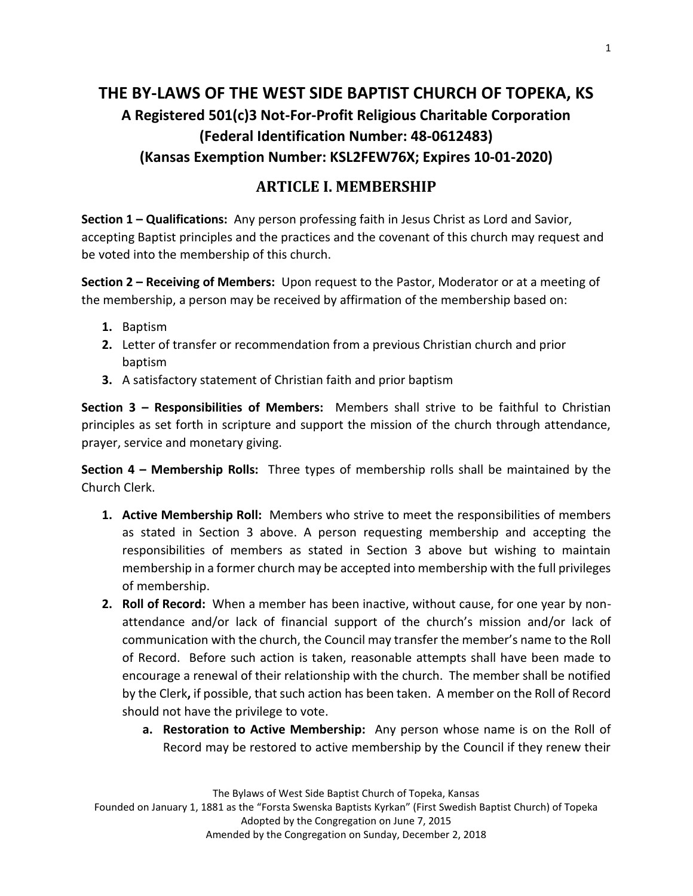# THE BY-LAWS OF THE WEST SIDE BAPTIST CHURCH OF TOPEKA, KS

## A Registered 501(c)3 Not-For-Profit Religious Charitable Corporation (Federal Identification Number: 48-0612483) (Kansas Exemption Number: KSL2FEW76X; Expires 10-01-2020)

## ARTICLE I. MEMBERSHIP

**Section 1 – Qualifications:** Any person professing faith in Jesus Christ as Lord and Savior, accepting Baptist principles and the practices and the covenant of this church may request and be voted into the membership of this church.

**Section 2 – Receiving of Members:** Upon request to the Pastor, Moderator or at a meeting of the membership, a person may be received by affirmation of the membership based on:

1. Baptism
2. Letter of transfer or recommendation from a previous Christian church and prior baptism
3. A satisfactory statement of Christian faith and prior baptism

**Section 3 – Responsibilities of Members:** Members shall strive to be faithful to Christian principles as set forth in scripture and support the mission of the church through attendance, prayer, service and monetary giving.

**Section 4 – Membership Rolls:** Three types of membership rolls shall be maintained by the Church Clerk.

1. **Active Membership Roll:** Members who strive to meet the responsibilities of members as stated in Section 3 above. A person requesting membership and accepting the responsibilities of members as stated in Section 3 above but wishing to maintain membership in a former church may be accepted into membership with the full privileges of membership.
2. **Roll of Record:** When a member has been inactive, without cause, for one year by non-attendance and/or lack of financial support of the church's mission and/or lack of communication with the church, the Council may transfer the member's name to the Roll of Record. Before such action is taken, reasonable attempts shall have been made to encourage a renewal of their relationship with the church. The member shall be notified by the Clerk**,** if possible, that such action has been taken. A member on the Roll of Record should not have the privilege to vote.
   a. **Restoration to Active Membership:** Any person whose name is on the Roll of Record may be restored to active membership by the Council if they renew their

The Bylaws of West Side Baptist Church of Topeka, Kansas
Founded on January 1, 1881 as the "Forsta Swenska Baptists Kyrkan" (First Swedish Baptist Church) of Topeka
Adopted by the Congregation on June 7, 2015
Amended by the Congregation on Sunday, December 2, 2018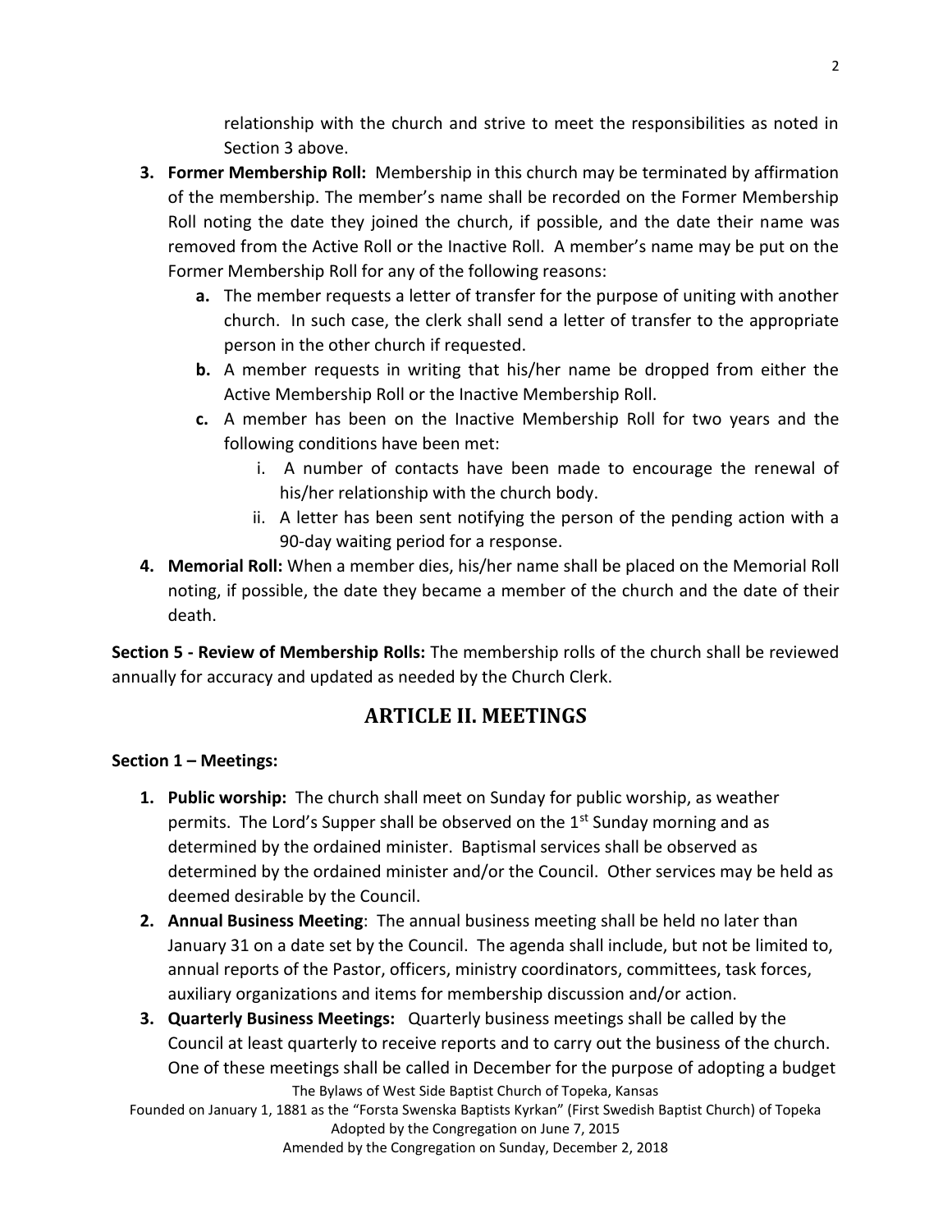relationship with the church and strive to meet the responsibilities as noted in Section 3 above.

3. **Former Membership Roll:** Membership in this church may be terminated by affirmation of the membership. The member's name shall be recorded on the Former Membership Roll noting the date they joined the church, if possible, and the date their name was removed from the Active Roll or the Inactive Roll. A member's name may be put on the Former Membership Roll for any of the following reasons:
   - **a.** The member requests a letter of transfer for the purpose of uniting with another church. In such case, the clerk shall send a letter of transfer to the appropriate person in the other church if requested.
   - **b.** A member requests in writing that his/her name be dropped from either the Active Membership Roll or the Inactive Membership Roll.
   - **c.** A member has been on the Inactive Membership Roll for two years and the following conditions have been met:
     - i. A number of contacts have been made to encourage the renewal of his/her relationship with the church body.
     - ii. A letter has been sent notifying the person of the pending action with a 90-day waiting period for a response.
4. **Memorial Roll:** When a member dies, his/her name shall be placed on the Memorial Roll noting, if possible, the date they became a member of the church and the date of their death.

**Section 5 - Review of Membership Rolls:** The membership rolls of the church shall be reviewed annually for accuracy and updated as needed by the Church Clerk.

## ARTICLE II. MEETINGS

**Section 1 – Meetings:**

1. **Public worship:** The church shall meet on Sunday for public worship, as weather permits. The Lord's Supper shall be observed on the 1st Sunday morning and as determined by the ordained minister. Baptismal services shall be observed as determined by the ordained minister and/or the Council. Other services may be held as deemed desirable by the Council.
2. **Annual Business Meeting**: The annual business meeting shall be held no later than January 31 on a date set by the Council. The agenda shall include, but not be limited to, annual reports of the Pastor, officers, ministry coordinators, committees, task forces, auxiliary organizations and items for membership discussion and/or action.
3. **Quarterly Business Meetings:** Quarterly business meetings shall be called by the Council at least quarterly to receive reports and to carry out the business of the church. One of these meetings shall be called in December for the purpose of adopting a budget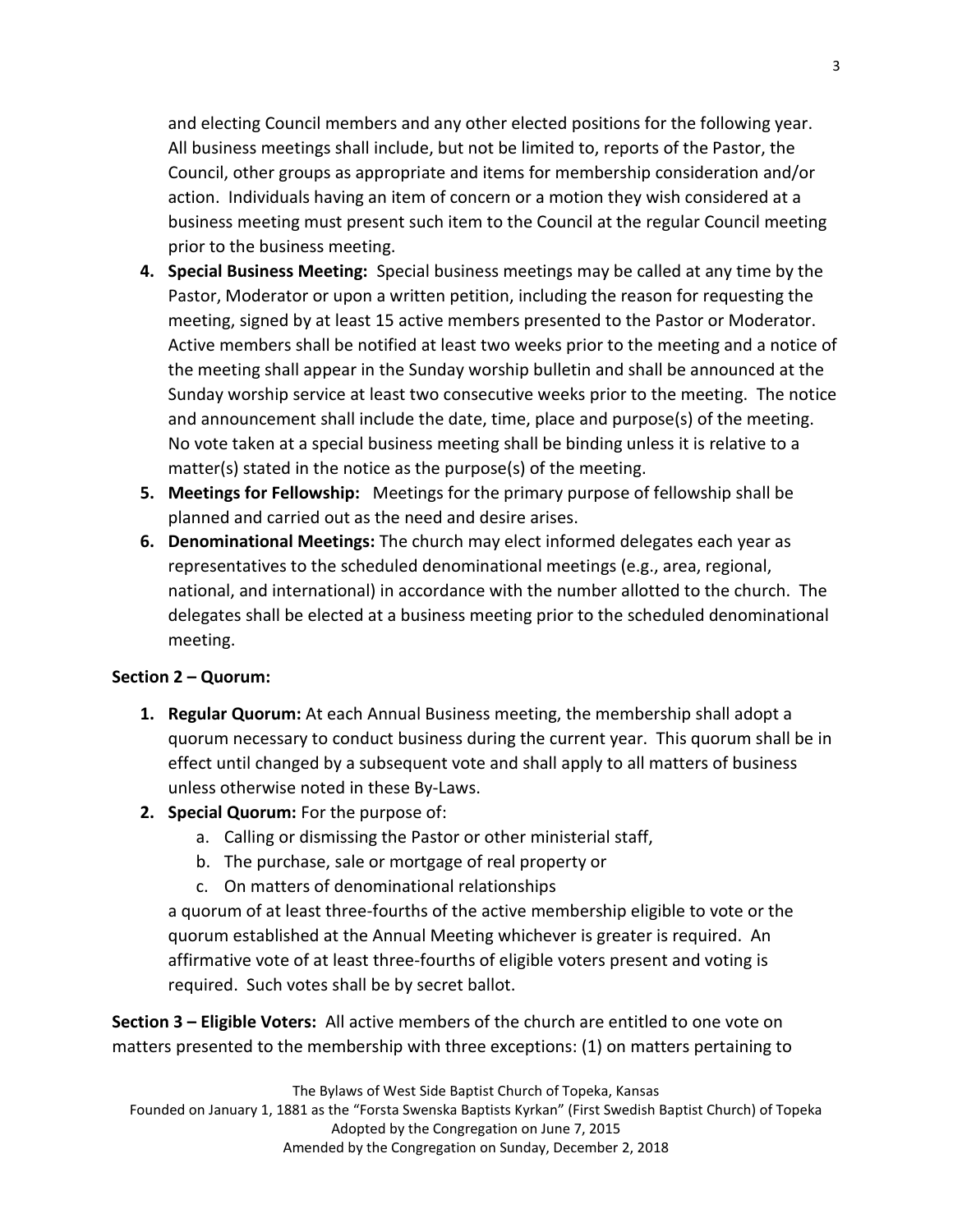and electing Council members and any other elected positions for the following year. All business meetings shall include, but not be limited to, reports of the Pastor, the Council, other groups as appropriate and items for membership consideration and/or action. Individuals having an item of concern or a motion they wish considered at a business meeting must present such item to the Council at the regular Council meeting prior to the business meeting.

4. **Special Business Meeting:** Special business meetings may be called at any time by the Pastor, Moderator or upon a written petition, including the reason for requesting the meeting, signed by at least 15 active members presented to the Pastor or Moderator. Active members shall be notified at least two weeks prior to the meeting and a notice of the meeting shall appear in the Sunday worship bulletin and shall be announced at the Sunday worship service at least two consecutive weeks prior to the meeting. The notice and announcement shall include the date, time, place and purpose(s) of the meeting. No vote taken at a special business meeting shall be binding unless it is relative to a matter(s) stated in the notice as the purpose(s) of the meeting.
5. **Meetings for Fellowship:** Meetings for the primary purpose of fellowship shall be planned and carried out as the need and desire arises.
6. **Denominational Meetings:** The church may elect informed delegates each year as representatives to the scheduled denominational meetings (e.g., area, regional, national, and international) in accordance with the number allotted to the church. The delegates shall be elected at a business meeting prior to the scheduled denominational meeting.

**Section 2 – Quorum:**

1. **Regular Quorum:** At each Annual Business meeting, the membership shall adopt a quorum necessary to conduct business during the current year. This quorum shall be in effect until changed by a subsequent vote and shall apply to all matters of business unless otherwise noted in these By-Laws.
2. **Special Quorum:** For the purpose of:
   a. Calling or dismissing the Pastor or other ministerial staff,
   b. The purchase, sale or mortgage of real property or
   c. On matters of denominational relationships

   a quorum of at least three-fourths of the active membership eligible to vote or the quorum established at the Annual Meeting whichever is greater is required. An affirmative vote of at least three-fourths of eligible voters present and voting is required. Such votes shall be by secret ballot.

**Section 3 – Eligible Voters:** All active members of the church are entitled to one vote on matters presented to the membership with three exceptions: (1) on matters pertaining to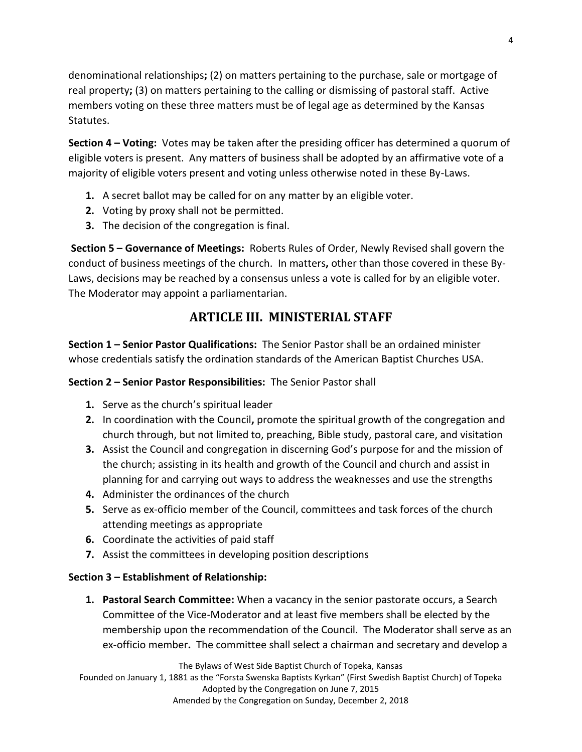denominational relationships**;** (2) on matters pertaining to the purchase, sale or mortgage of real property**;** (3) on matters pertaining to the calling or dismissing of pastoral staff. Active members voting on these three matters must be of legal age as determined by the Kansas Statutes.

**Section 4 – Voting:** Votes may be taken after the presiding officer has determined a quorum of eligible voters is present. Any matters of business shall be adopted by an affirmative vote of a majority of eligible voters present and voting unless otherwise noted in these By-Laws.

1. A secret ballot may be called for on any matter by an eligible voter.
2. Voting by proxy shall not be permitted.
3. The decision of the congregation is final.

**Section 5 – Governance of Meetings:** Roberts Rules of Order, Newly Revised shall govern the conduct of business meetings of the church. In matters**,** other than those covered in these By-Laws, decisions may be reached by a consensus unless a vote is called for by an eligible voter. The Moderator may appoint a parliamentarian.

## ARTICLE III. MINISTERIAL STAFF

**Section 1 – Senior Pastor Qualifications:** The Senior Pastor shall be an ordained minister whose credentials satisfy the ordination standards of the American Baptist Churches USA.

**Section 2 – Senior Pastor Responsibilities:** The Senior Pastor shall

1. Serve as the church's spiritual leader
2. In coordination with the Council**,** promote the spiritual growth of the congregation and church through, but not limited to, preaching, Bible study, pastoral care, and visitation
3. Assist the Council and congregation in discerning God's purpose for and the mission of the church; assisting in its health and growth of the Council and church and assist in planning for and carrying out ways to address the weaknesses and use the strengths
4. Administer the ordinances of the church
5. Serve as ex-officio member of the Council, committees and task forces of the church attending meetings as appropriate
6. Coordinate the activities of paid staff
7. Assist the committees in developing position descriptions

**Section 3 – Establishment of Relationship:**

1. **Pastoral Search Committee:** When a vacancy in the senior pastorate occurs, a Search Committee of the Vice-Moderator and at least five members shall be elected by the membership upon the recommendation of the Council. The Moderator shall serve as an ex-officio member**.** The committee shall select a chairman and secretary and develop a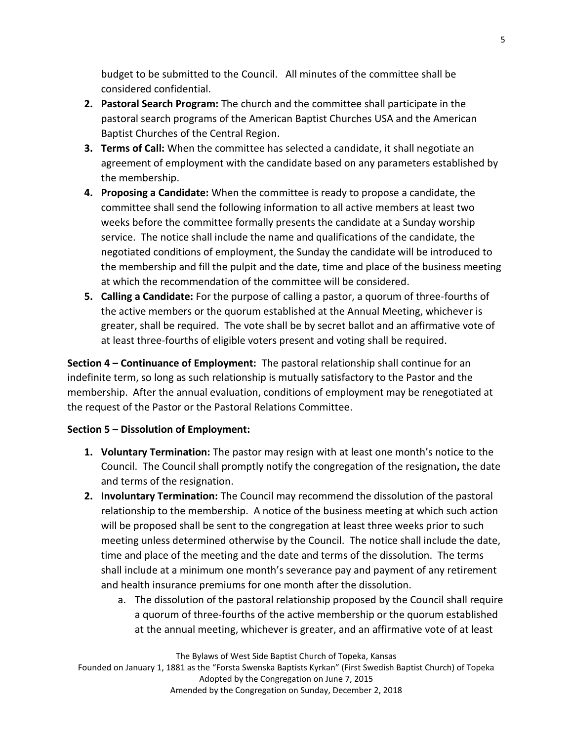budget to be submitted to the Council. All minutes of the committee shall be considered confidential.

2. **Pastoral Search Program:** The church and the committee shall participate in the pastoral search programs of the American Baptist Churches USA and the American Baptist Churches of the Central Region.
3. **Terms of Call:** When the committee has selected a candidate, it shall negotiate an agreement of employment with the candidate based on any parameters established by the membership.
4. **Proposing a Candidate:** When the committee is ready to propose a candidate, the committee shall send the following information to all active members at least two weeks before the committee formally presents the candidate at a Sunday worship service. The notice shall include the name and qualifications of the candidate, the negotiated conditions of employment, the Sunday the candidate will be introduced to the membership and fill the pulpit and the date, time and place of the business meeting at which the recommendation of the committee will be considered.
5. **Calling a Candidate:** For the purpose of calling a pastor, a quorum of three-fourths of the active members or the quorum established at the Annual Meeting, whichever is greater, shall be required. The vote shall be by secret ballot and an affirmative vote of at least three-fourths of eligible voters present and voting shall be required.

**Section 4 – Continuance of Employment:** The pastoral relationship shall continue for an indefinite term, so long as such relationship is mutually satisfactory to the Pastor and the membership. After the annual evaluation, conditions of employment may be renegotiated at the request of the Pastor or the Pastoral Relations Committee.

**Section 5 – Dissolution of Employment:**

1. **Voluntary Termination:** The pastor may resign with at least one month's notice to the Council. The Council shall promptly notify the congregation of the resignation**,** the date and terms of the resignation.
2. **Involuntary Termination:** The Council may recommend the dissolution of the pastoral relationship to the membership. A notice of the business meeting at which such action will be proposed shall be sent to the congregation at least three weeks prior to such meeting unless determined otherwise by the Council. The notice shall include the date, time and place of the meeting and the date and terms of the dissolution. The terms shall include at a minimum one month's severance pay and payment of any retirement and health insurance premiums for one month after the dissolution.
   a. The dissolution of the pastoral relationship proposed by the Council shall require a quorum of three-fourths of the active membership or the quorum established at the annual meeting, whichever is greater, and an affirmative vote of at least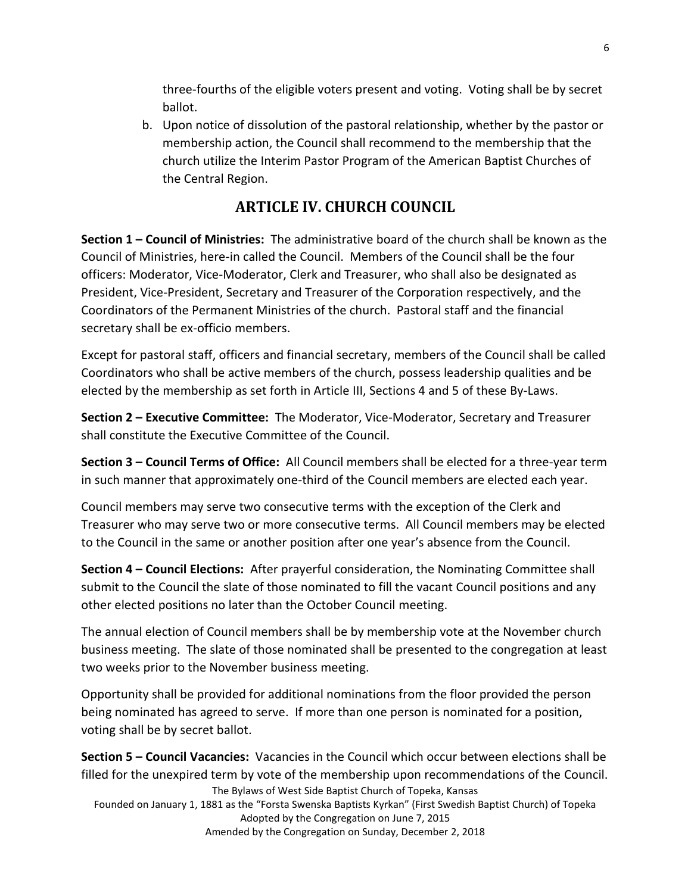three-fourths of the eligible voters present and voting. Voting shall be by secret ballot.

b. Upon notice of dissolution of the pastoral relationship, whether by the pastor or membership action, the Council shall recommend to the membership that the church utilize the Interim Pastor Program of the American Baptist Churches of the Central Region.

## ARTICLE IV. CHURCH COUNCIL

**Section 1 – Council of Ministries:** The administrative board of the church shall be known as the Council of Ministries, here-in called the Council. Members of the Council shall be the four officers: Moderator, Vice-Moderator, Clerk and Treasurer, who shall also be designated as President, Vice-President, Secretary and Treasurer of the Corporation respectively, and the Coordinators of the Permanent Ministries of the church. Pastoral staff and the financial secretary shall be ex-officio members.

Except for pastoral staff, officers and financial secretary, members of the Council shall be called Coordinators who shall be active members of the church, possess leadership qualities and be elected by the membership as set forth in Article III, Sections 4 and 5 of these By-Laws.

**Section 2 – Executive Committee:** The Moderator, Vice-Moderator, Secretary and Treasurer shall constitute the Executive Committee of the Council.

**Section 3 – Council Terms of Office:** All Council members shall be elected for a three-year term in such manner that approximately one-third of the Council members are elected each year.

Council members may serve two consecutive terms with the exception of the Clerk and Treasurer who may serve two or more consecutive terms. All Council members may be elected to the Council in the same or another position after one year's absence from the Council.

**Section 4 – Council Elections:** After prayerful consideration, the Nominating Committee shall submit to the Council the slate of those nominated to fill the vacant Council positions and any other elected positions no later than the October Council meeting.

The annual election of Council members shall be by membership vote at the November church business meeting. The slate of those nominated shall be presented to the congregation at least two weeks prior to the November business meeting.

Opportunity shall be provided for additional nominations from the floor provided the person being nominated has agreed to serve. If more than one person is nominated for a position, voting shall be by secret ballot.

**Section 5 – Council Vacancies:** Vacancies in the Council which occur between elections shall be filled for the unexpired term by vote of the membership upon recommendations of the Council.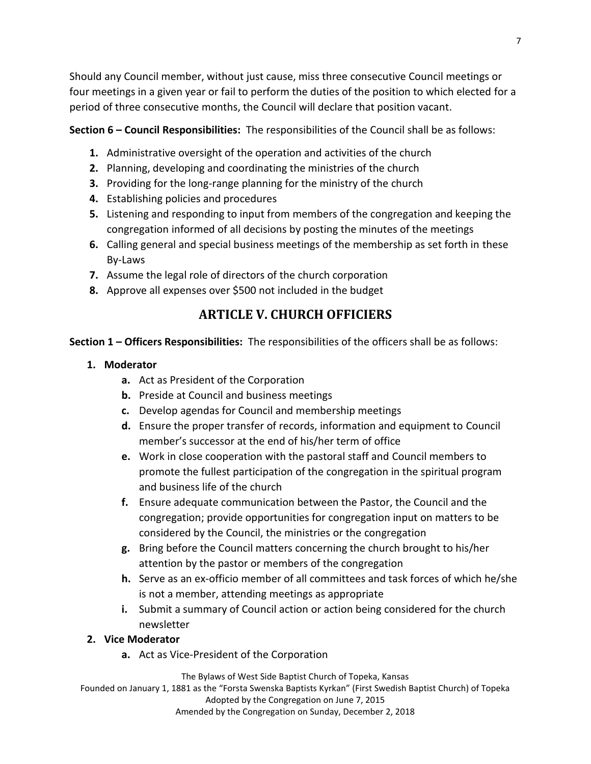Should any Council member, without just cause, miss three consecutive Council meetings or four meetings in a given year or fail to perform the duties of the position to which elected for a period of three consecutive months, the Council will declare that position vacant.

**Section 6 – Council Responsibilities:** The responsibilities of the Council shall be as follows:

1. Administrative oversight of the operation and activities of the church
2. Planning, developing and coordinating the ministries of the church
3. Providing for the long-range planning for the ministry of the church
4. Establishing policies and procedures
5. Listening and responding to input from members of the congregation and keeping the congregation informed of all decisions by posting the minutes of the meetings
6. Calling general and special business meetings of the membership as set forth in these By-Laws
7. Assume the legal role of directors of the church corporation
8. Approve all expenses over $500 not included in the budget

## ARTICLE V. CHURCH OFFICIERS

**Section 1 – Officers Responsibilities:** The responsibilities of the officers shall be as follows:

1. **Moderator**
    a. Act as President of the Corporation
    b. Preside at Council and business meetings
    c. Develop agendas for Council and membership meetings
    d. Ensure the proper transfer of records, information and equipment to Council member's successor at the end of his/her term of office
    e. Work in close cooperation with the pastoral staff and Council members to promote the fullest participation of the congregation in the spiritual program and business life of the church
    f. Ensure adequate communication between the Pastor, the Council and the congregation; provide opportunities for congregation input on matters to be considered by the Council, the ministries or the congregation
    g. Bring before the Council matters concerning the church brought to his/her attention by the pastor or members of the congregation
    h. Serve as an ex-officio member of all committees and task forces of which he/she is not a member, attending meetings as appropriate
    i. Submit a summary of Council action or action being considered for the church newsletter
2. **Vice Moderator**
    a. Act as Vice-President of the Corporation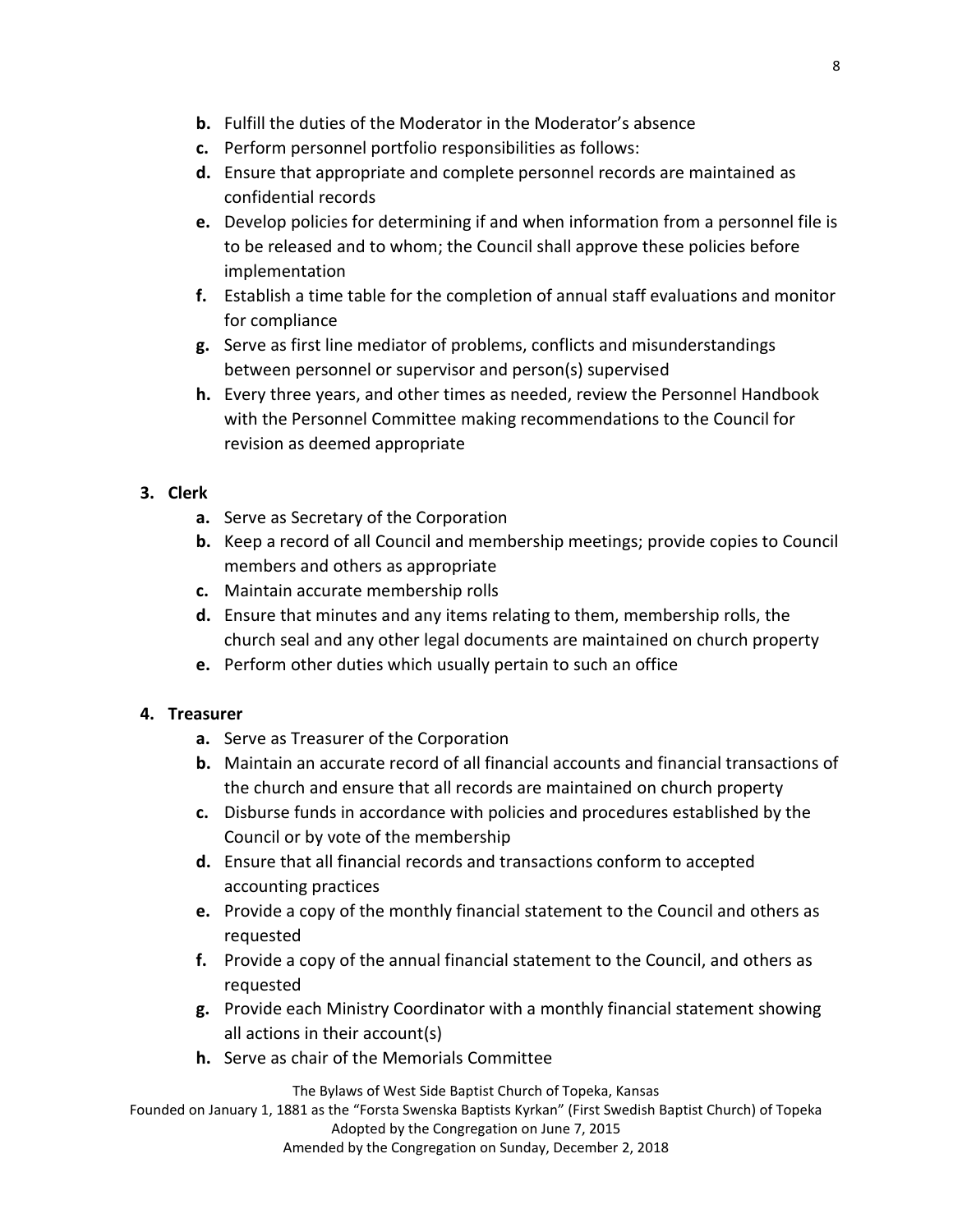- **b.** Fulfill the duties of the Moderator in the Moderator's absence
- **c.** Perform personnel portfolio responsibilities as follows:
- **d.** Ensure that appropriate and complete personnel records are maintained as confidential records
- **e.** Develop policies for determining if and when information from a personnel file is to be released and to whom; the Council shall approve these policies before implementation
- **f.** Establish a time table for the completion of annual staff evaluations and monitor for compliance
- **g.** Serve as first line mediator of problems, conflicts and misunderstandings between personnel or supervisor and person(s) supervised
- **h.** Every three years, and other times as needed, review the Personnel Handbook with the Personnel Committee making recommendations to the Council for revision as deemed appropriate

**3. Clerk**

- **a.** Serve as Secretary of the Corporation
- **b.** Keep a record of all Council and membership meetings; provide copies to Council members and others as appropriate
- **c.** Maintain accurate membership rolls
- **d.** Ensure that minutes and any items relating to them, membership rolls, the church seal and any other legal documents are maintained on church property
- **e.** Perform other duties which usually pertain to such an office

**4. Treasurer**

- **a.** Serve as Treasurer of the Corporation
- **b.** Maintain an accurate record of all financial accounts and financial transactions of the church and ensure that all records are maintained on church property
- **c.** Disburse funds in accordance with policies and procedures established by the Council or by vote of the membership
- **d.** Ensure that all financial records and transactions conform to accepted accounting practices
- **e.** Provide a copy of the monthly financial statement to the Council and others as requested
- **f.** Provide a copy of the annual financial statement to the Council, and others as requested
- **g.** Provide each Ministry Coordinator with a monthly financial statement showing all actions in their account(s)
- **h.** Serve as chair of the Memorials Committee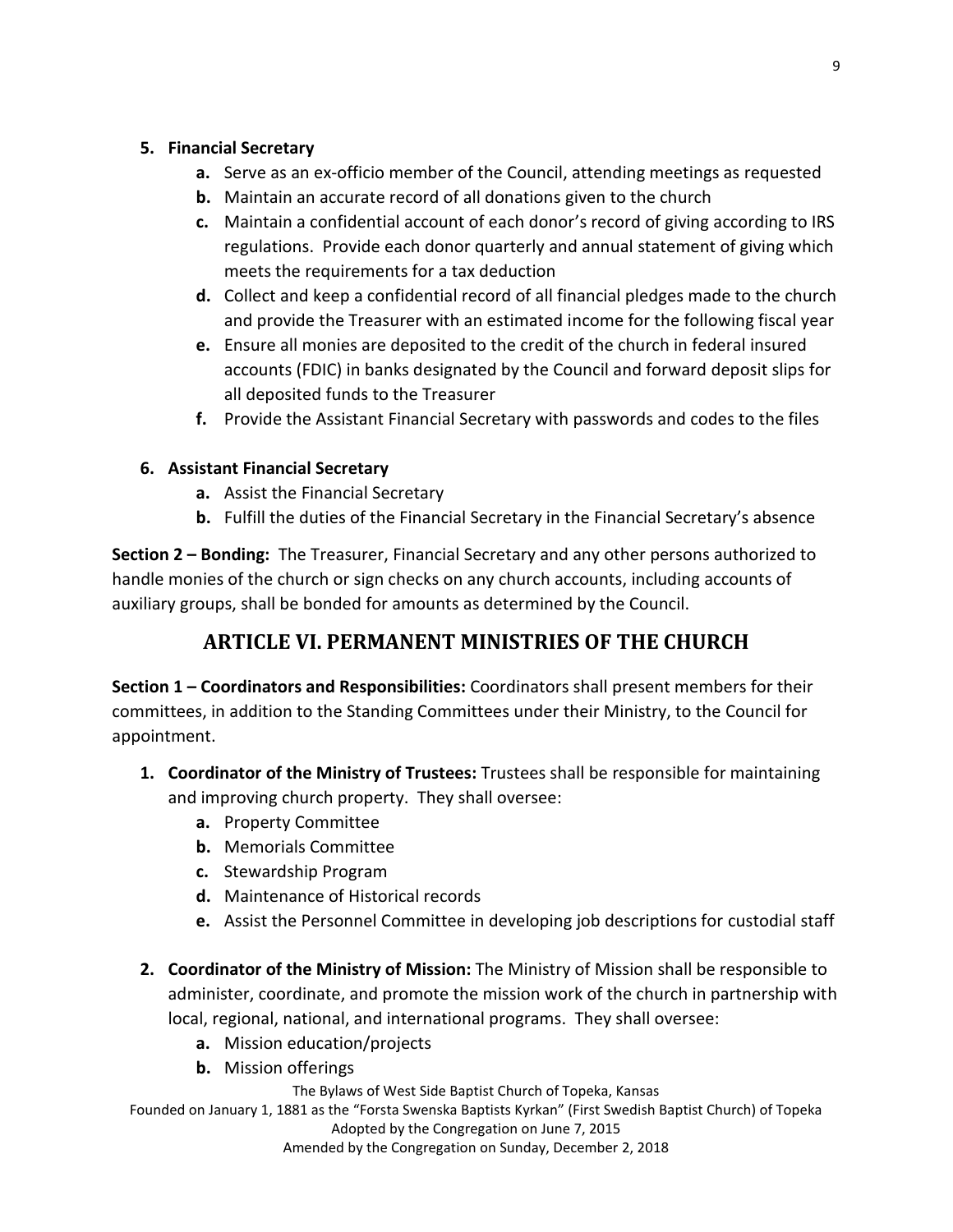5. **Financial Secretary**
    - **a.** Serve as an ex-officio member of the Council, attending meetings as requested
    - **b.** Maintain an accurate record of all donations given to the church
    - **c.** Maintain a confidential account of each donor's record of giving according to IRS regulations. Provide each donor quarterly and annual statement of giving which meets the requirements for a tax deduction
    - **d.** Collect and keep a confidential record of all financial pledges made to the church and provide the Treasurer with an estimated income for the following fiscal year
    - **e.** Ensure all monies are deposited to the credit of the church in federal insured accounts (FDIC) in banks designated by the Council and forward deposit slips for all deposited funds to the Treasurer
    - **f.** Provide the Assistant Financial Secretary with passwords and codes to the files

6. **Assistant Financial Secretary**
    - **a.** Assist the Financial Secretary
    - **b.** Fulfill the duties of the Financial Secretary in the Financial Secretary's absence

**Section 2 – Bonding:** The Treasurer, Financial Secretary and any other persons authorized to handle monies of the church or sign checks on any church accounts, including accounts of auxiliary groups, shall be bonded for amounts as determined by the Council.

## ARTICLE VI. PERMANENT MINISTRIES OF THE CHURCH

**Section 1 – Coordinators and Responsibilities:** Coordinators shall present members for their committees, in addition to the Standing Committees under their Ministry, to the Council for appointment.

1. **Coordinator of the Ministry of Trustees:** Trustees shall be responsible for maintaining and improving church property. They shall oversee:
    - **a.** Property Committee
    - **b.** Memorials Committee
    - **c.** Stewardship Program
    - **d.** Maintenance of Historical records
    - **e.** Assist the Personnel Committee in developing job descriptions for custodial staff

2. **Coordinator of the Ministry of Mission:** The Ministry of Mission shall be responsible to administer, coordinate, and promote the mission work of the church in partnership with local, regional, national, and international programs. They shall oversee:
    - **a.** Mission education/projects
    - **b.** Mission offerings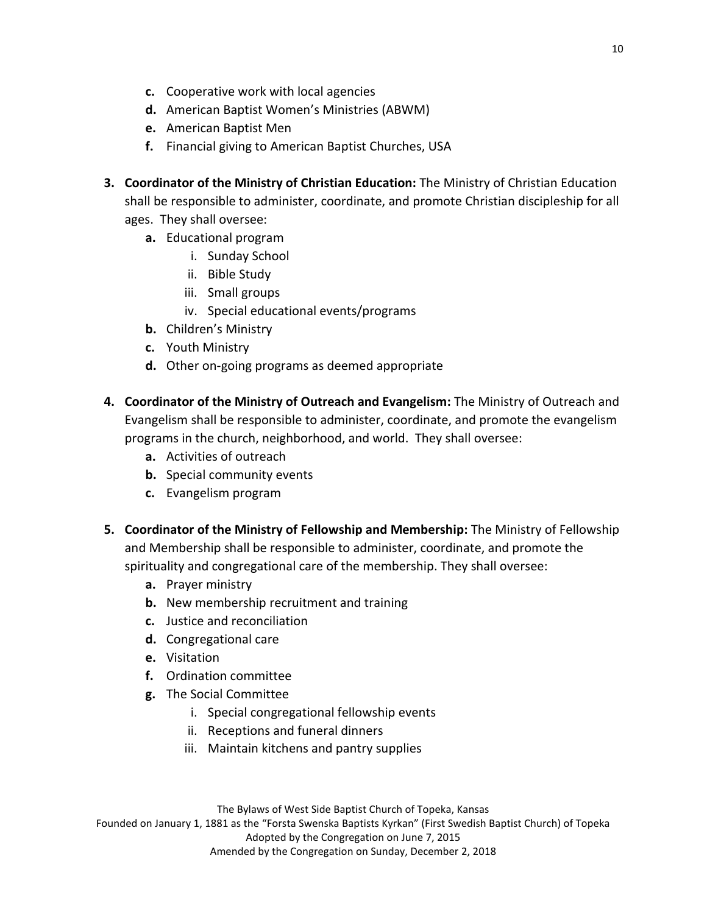c. Cooperative work with local agencies
d. American Baptist Women's Ministries (ABWM)
e. American Baptist Men
f. Financial giving to American Baptist Churches, USA

3. **Coordinator of the Ministry of Christian Education:** The Ministry of Christian Education shall be responsible to administer, coordinate, and promote Christian discipleship for all ages. They shall oversee:
   - **a.** Educational program
     - i. Sunday School
     - ii. Bible Study
     - iii. Small groups
     - iv. Special educational events/programs
   - **b.** Children's Ministry
   - **c.** Youth Ministry
   - **d.** Other on-going programs as deemed appropriate

4. **Coordinator of the Ministry of Outreach and Evangelism:** The Ministry of Outreach and Evangelism shall be responsible to administer, coordinate, and promote the evangelism programs in the church, neighborhood, and world. They shall oversee:
   - **a.** Activities of outreach
   - **b.** Special community events
   - **c.** Evangelism program

5. **Coordinator of the Ministry of Fellowship and Membership:** The Ministry of Fellowship and Membership shall be responsible to administer, coordinate, and promote the spirituality and congregational care of the membership. They shall oversee:
   - **a.** Prayer ministry
   - **b.** New membership recruitment and training
   - **c.** Justice and reconciliation
   - **d.** Congregational care
   - **e.** Visitation
   - **f.** Ordination committee
   - **g.** The Social Committee
     - i. Special congregational fellowship events
     - ii. Receptions and funeral dinners
     - iii. Maintain kitchens and pantry supplies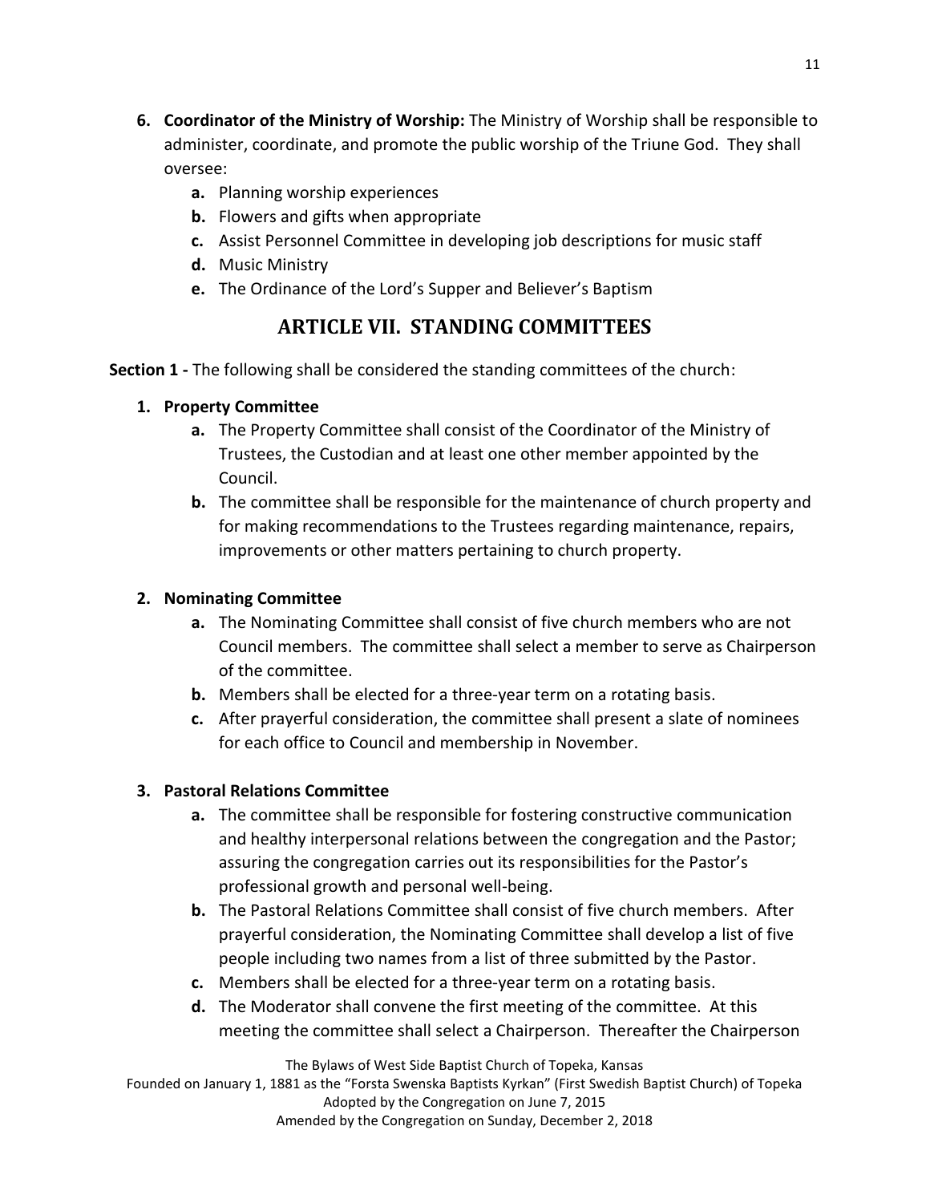6. **Coordinator of the Ministry of Worship:** The Ministry of Worship shall be responsible to administer, coordinate, and promote the public worship of the Triune God. They shall oversee:
    a. Planning worship experiences
    b. Flowers and gifts when appropriate
    c. Assist Personnel Committee in developing job descriptions for music staff
    d. Music Ministry
    e. The Ordinance of the Lord's Supper and Believer's Baptism

## ARTICLE VII. STANDING COMMITTEES

**Section 1 -** The following shall be considered the standing committees of the church:

1. **Property Committee**
    a. The Property Committee shall consist of the Coordinator of the Ministry of Trustees, the Custodian and at least one other member appointed by the Council.
    b. The committee shall be responsible for the maintenance of church property and for making recommendations to the Trustees regarding maintenance, repairs, improvements or other matters pertaining to church property.

2. **Nominating Committee**
    a. The Nominating Committee shall consist of five church members who are not Council members. The committee shall select a member to serve as Chairperson of the committee.
    b. Members shall be elected for a three-year term on a rotating basis.
    c. After prayerful consideration, the committee shall present a slate of nominees for each office to Council and membership in November.

3. **Pastoral Relations Committee**
    a. The committee shall be responsible for fostering constructive communication and healthy interpersonal relations between the congregation and the Pastor; assuring the congregation carries out its responsibilities for the Pastor's professional growth and personal well-being.
    b. The Pastoral Relations Committee shall consist of five church members. After prayerful consideration, the Nominating Committee shall develop a list of five people including two names from a list of three submitted by the Pastor.
    c. Members shall be elected for a three-year term on a rotating basis.
    d. The Moderator shall convene the first meeting of the committee. At this meeting the committee shall select a Chairperson. Thereafter the Chairperson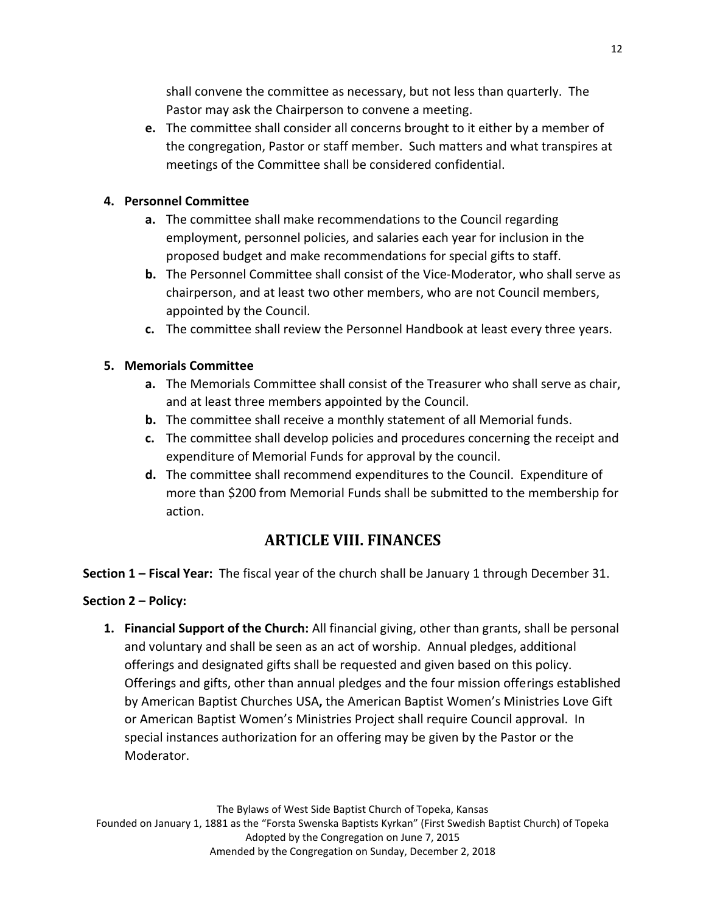shall convene the committee as necessary, but not less than quarterly. The Pastor may ask the Chairperson to convene a meeting.

- **e.** The committee shall consider all concerns brought to it either by a member of the congregation, Pastor or staff member. Such matters and what transpires at meetings of the Committee shall be considered confidential.

**4. Personnel Committee**

- **a.** The committee shall make recommendations to the Council regarding employment, personnel policies, and salaries each year for inclusion in the proposed budget and make recommendations for special gifts to staff.
- **b.** The Personnel Committee shall consist of the Vice-Moderator, who shall serve as chairperson, and at least two other members, who are not Council members, appointed by the Council.
- **c.** The committee shall review the Personnel Handbook at least every three years.

**5. Memorials Committee**

- **a.** The Memorials Committee shall consist of the Treasurer who shall serve as chair, and at least three members appointed by the Council.
- **b.** The committee shall receive a monthly statement of all Memorial funds.
- **c.** The committee shall develop policies and procedures concerning the receipt and expenditure of Memorial Funds for approval by the council.
- **d.** The committee shall recommend expenditures to the Council. Expenditure of more than $200 from Memorial Funds shall be submitted to the membership for action.

## ARTICLE VIII. FINANCES

**Section 1 – Fiscal Year:** The fiscal year of the church shall be January 1 through December 31.

**Section 2 – Policy:**

1. **Financial Support of the Church:** All financial giving, other than grants, shall be personal and voluntary and shall be seen as an act of worship. Annual pledges, additional offerings and designated gifts shall be requested and given based on this policy. Offerings and gifts, other than annual pledges and the four mission offerings established by American Baptist Churches USA**,** the American Baptist Women's Ministries Love Gift or American Baptist Women's Ministries Project shall require Council approval. In special instances authorization for an offering may be given by the Pastor or the Moderator.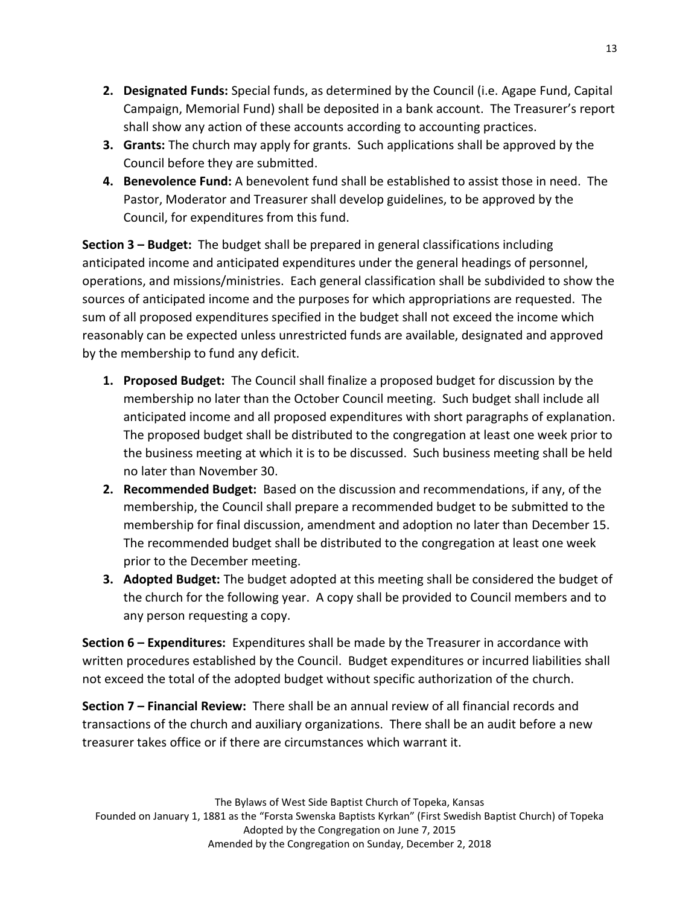2. **Designated Funds:** Special funds, as determined by the Council (i.e. Agape Fund, Capital Campaign, Memorial Fund) shall be deposited in a bank account. The Treasurer's report shall show any action of these accounts according to accounting practices.
3. **Grants:** The church may apply for grants. Such applications shall be approved by the Council before they are submitted.
4. **Benevolence Fund:** A benevolent fund shall be established to assist those in need. The Pastor, Moderator and Treasurer shall develop guidelines, to be approved by the Council, for expenditures from this fund.

**Section 3 – Budget:** The budget shall be prepared in general classifications including anticipated income and anticipated expenditures under the general headings of personnel, operations, and missions/ministries. Each general classification shall be subdivided to show the sources of anticipated income and the purposes for which appropriations are requested. The sum of all proposed expenditures specified in the budget shall not exceed the income which reasonably can be expected unless unrestricted funds are available, designated and approved by the membership to fund any deficit.

1. **Proposed Budget:** The Council shall finalize a proposed budget for discussion by the membership no later than the October Council meeting. Such budget shall include all anticipated income and all proposed expenditures with short paragraphs of explanation. The proposed budget shall be distributed to the congregation at least one week prior to the business meeting at which it is to be discussed. Such business meeting shall be held no later than November 30.
2. **Recommended Budget:** Based on the discussion and recommendations, if any, of the membership, the Council shall prepare a recommended budget to be submitted to the membership for final discussion, amendment and adoption no later than December 15. The recommended budget shall be distributed to the congregation at least one week prior to the December meeting.
3. **Adopted Budget:** The budget adopted at this meeting shall be considered the budget of the church for the following year. A copy shall be provided to Council members and to any person requesting a copy.

**Section 6 – Expenditures:** Expenditures shall be made by the Treasurer in accordance with written procedures established by the Council. Budget expenditures or incurred liabilities shall not exceed the total of the adopted budget without specific authorization of the church.

**Section 7 – Financial Review:** There shall be an annual review of all financial records and transactions of the church and auxiliary organizations. There shall be an audit before a new treasurer takes office or if there are circumstances which warrant it.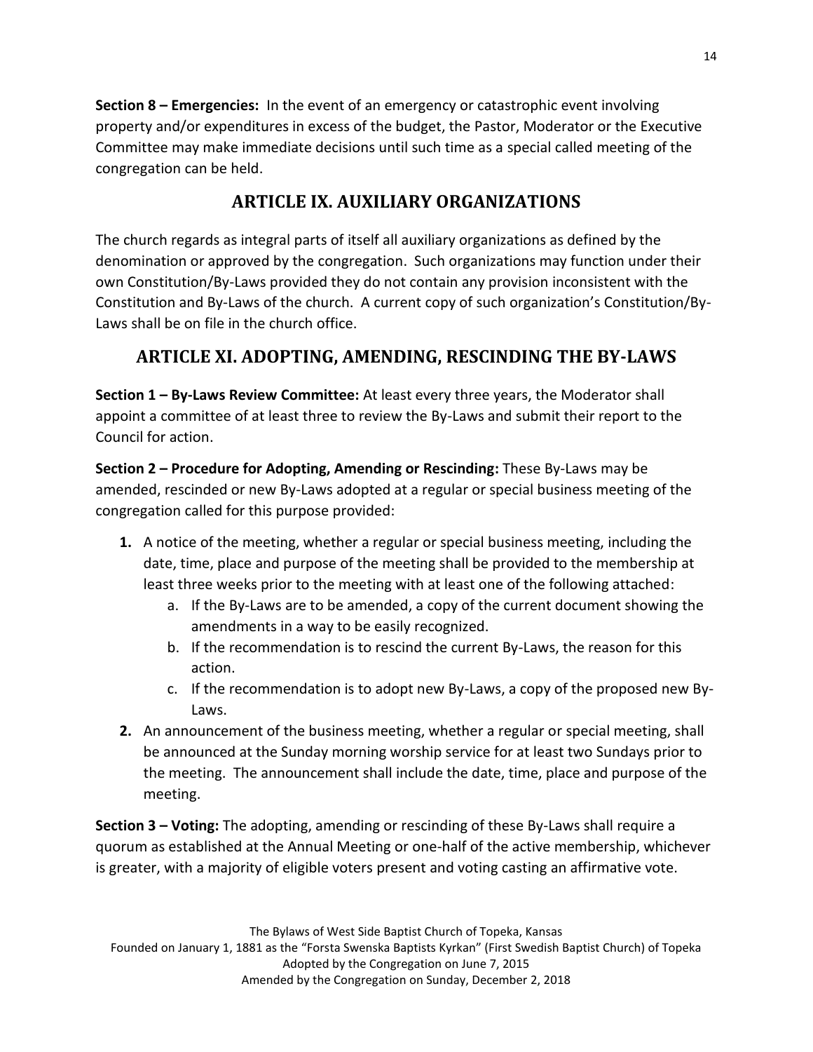**Section 8 – Emergencies:** In the event of an emergency or catastrophic event involving property and/or expenditures in excess of the budget, the Pastor, Moderator or the Executive Committee may make immediate decisions until such time as a special called meeting of the congregation can be held.

## ARTICLE IX. AUXILIARY ORGANIZATIONS

The church regards as integral parts of itself all auxiliary organizations as defined by the denomination or approved by the congregation. Such organizations may function under their own Constitution/By-Laws provided they do not contain any provision inconsistent with the Constitution and By-Laws of the church. A current copy of such organization's Constitution/By-Laws shall be on file in the church office.

## ARTICLE XI. ADOPTING, AMENDING, RESCINDING THE BY-LAWS

**Section 1 – By-Laws Review Committee:** At least every three years, the Moderator shall appoint a committee of at least three to review the By-Laws and submit their report to the Council for action.

**Section 2 – Procedure for Adopting, Amending or Rescinding:** These By-Laws may be amended, rescinded or new By-Laws adopted at a regular or special business meeting of the congregation called for this purpose provided:

1. A notice of the meeting, whether a regular or special business meeting, including the date, time, place and purpose of the meeting shall be provided to the membership at least three weeks prior to the meeting with at least one of the following attached:
    a. If the By-Laws are to be amended, a copy of the current document showing the amendments in a way to be easily recognized.
    b. If the recommendation is to rescind the current By-Laws, the reason for this action.
    c. If the recommendation is to adopt new By-Laws, a copy of the proposed new By-Laws.
2. An announcement of the business meeting, whether a regular or special meeting, shall be announced at the Sunday morning worship service for at least two Sundays prior to the meeting. The announcement shall include the date, time, place and purpose of the meeting.

**Section 3 – Voting:** The adopting, amending or rescinding of these By-Laws shall require a quorum as established at the Annual Meeting or one-half of the active membership, whichever is greater, with a majority of eligible voters present and voting casting an affirmative vote.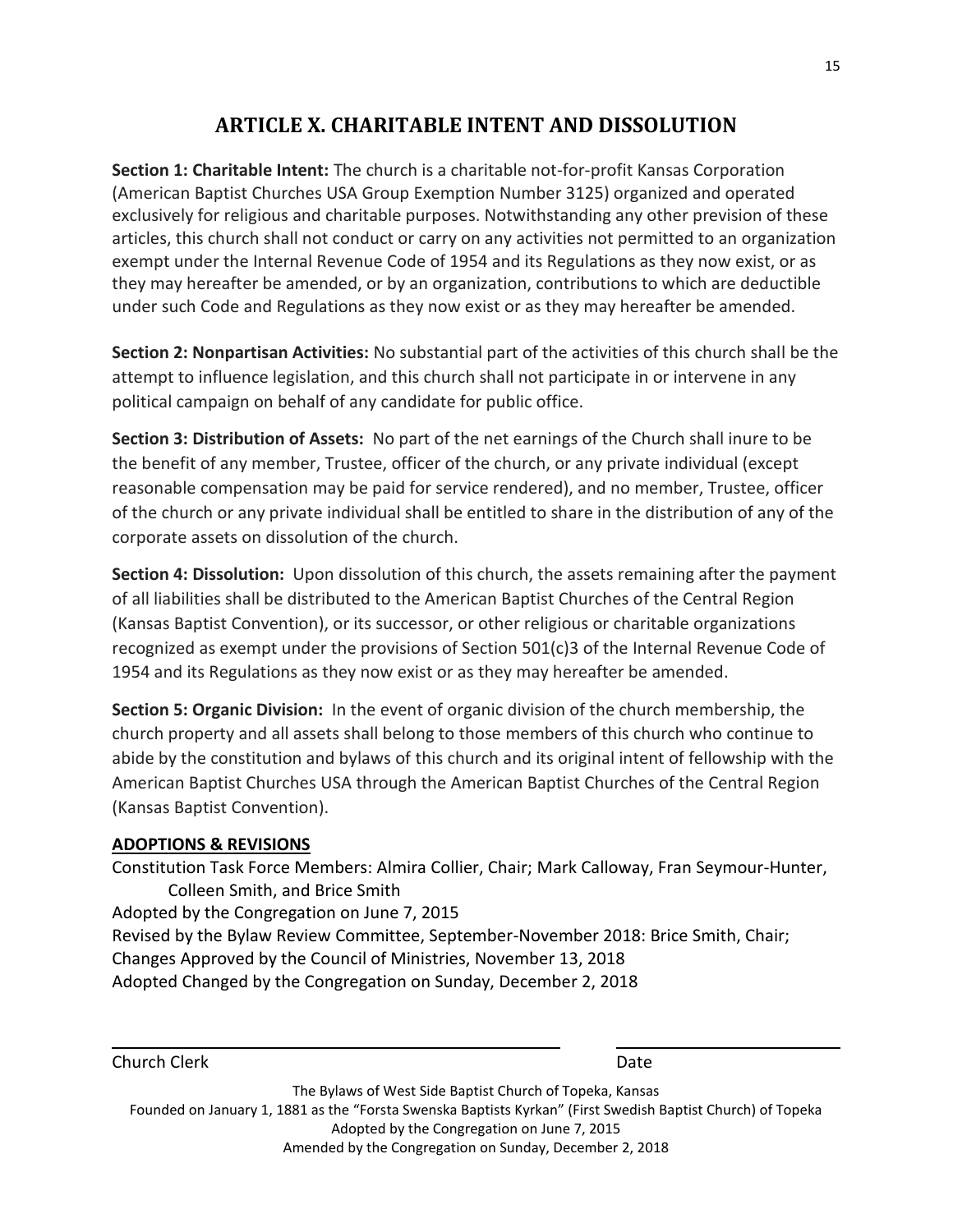# ARTICLE X. CHARITABLE INTENT AND DISSOLUTION

**Section 1: Charitable Intent:** The church is a charitable not-for-profit Kansas Corporation (American Baptist Churches USA Group Exemption Number 3125) organized and operated exclusively for religious and charitable purposes. Notwithstanding any other prevision of these articles, this church shall not conduct or carry on any activities not permitted to an organization exempt under the Internal Revenue Code of 1954 and its Regulations as they now exist, or as they may hereafter be amended, or by an organization, contributions to which are deductible under such Code and Regulations as they now exist or as they may hereafter be amended.

**Section 2: Nonpartisan Activities:** No substantial part of the activities of this church shall be the attempt to influence legislation, and this church shall not participate in or intervene in any political campaign on behalf of any candidate for public office.

**Section 3: Distribution of Assets:** No part of the net earnings of the Church shall inure to be the benefit of any member, Trustee, officer of the church, or any private individual (except reasonable compensation may be paid for service rendered), and no member, Trustee, officer of the church or any private individual shall be entitled to share in the distribution of any of the corporate assets on dissolution of the church.

**Section 4: Dissolution:** Upon dissolution of this church, the assets remaining after the payment of all liabilities shall be distributed to the American Baptist Churches of the Central Region (Kansas Baptist Convention), or its successor, or other religious or charitable organizations recognized as exempt under the provisions of Section 501(c)3 of the Internal Revenue Code of 1954 and its Regulations as they now exist or as they may hereafter be amended.

**Section 5: Organic Division:** In the event of organic division of the church membership, the church property and all assets shall belong to those members of this church who continue to abide by the constitution and bylaws of this church and its original intent of fellowship with the American Baptist Churches USA through the American Baptist Churches of the Central Region (Kansas Baptist Convention).

**ADOPTIONS & REVISIONS**

Constitution Task Force Members: Almira Collier, Chair; Mark Calloway, Fran Seymour-Hunter, Colleen Smith, and Brice Smith
Adopted by the Congregation on June 7, 2015
Revised by the Bylaw Review Committee, September-November 2018: Brice Smith, Chair;
Changes Approved by the Council of Ministries, November 13, 2018
Adopted Changed by the Congregation on Sunday, December 2, 2018

Church Clerk ______________________ Date ______________

The Bylaws of West Side Baptist Church of Topeka, Kansas
Founded on January 1, 1881 as the "Forsta Swenska Baptists Kyrkan" (First Swedish Baptist Church) of Topeka
Adopted by the Congregation on June 7, 2015
Amended by the Congregation on Sunday, December 2, 2018